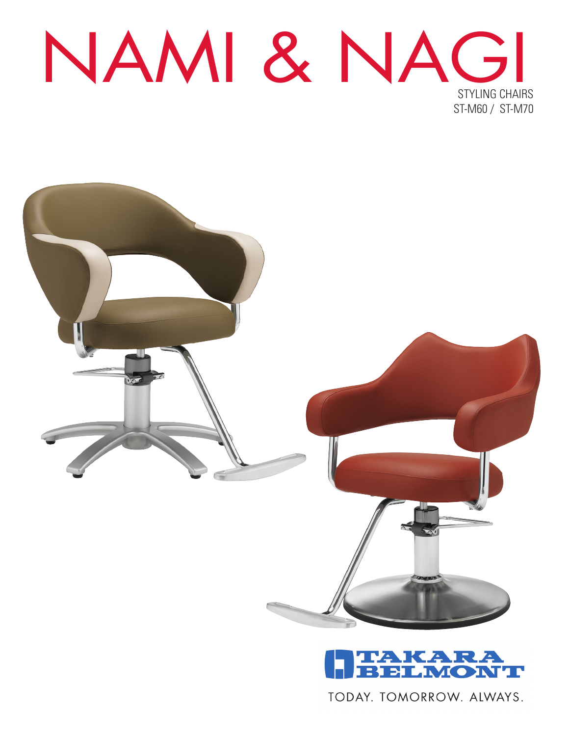# NAMI & NAGI

STYLING CHAIRS
ST-M60 / ST-M70

TAKARA BELMONT

TODAY. TOMORROW. ALWAYS.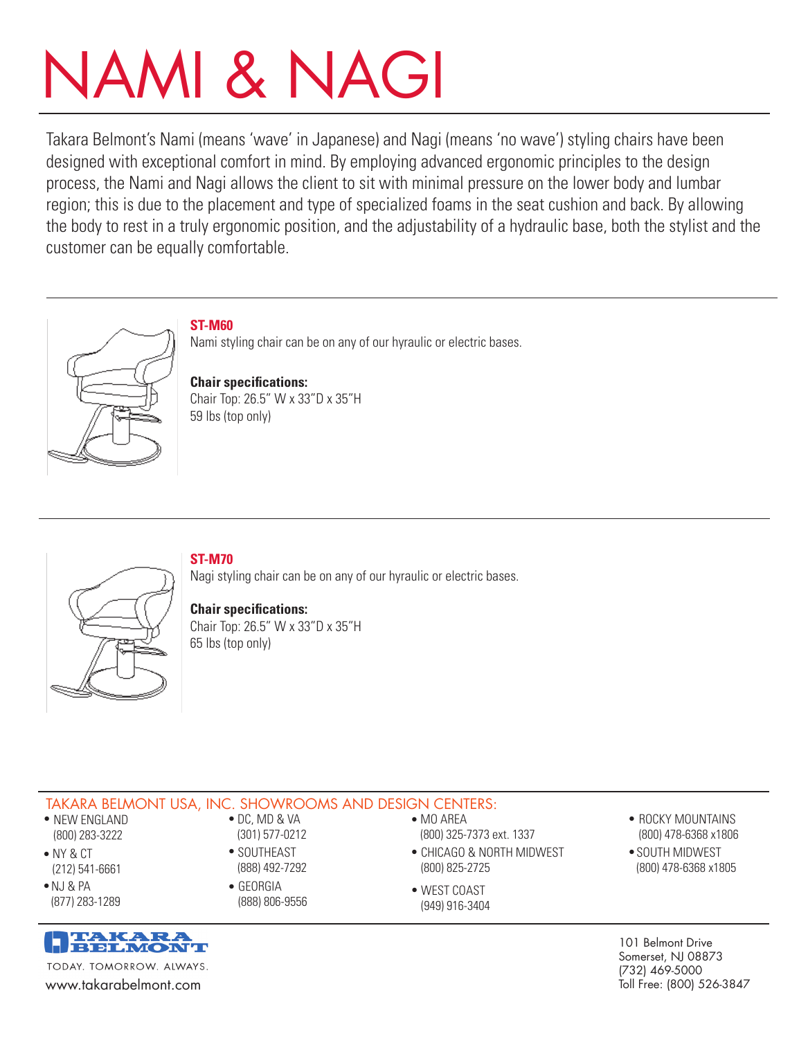# NAMI & NAGI

Takara Belmont's Nami (means 'wave' in Japanese) and Nagi (means 'no wave') styling chairs have been designed with exceptional comfort in mind. By employing advanced ergonomic principles to the design process, the Nami and Nagi allows the client to sit with minimal pressure on the lower body and lumbar region; this is due to the placement and type of specialized foams in the seat cushion and back. By allowing the body to rest in a truly ergonomic position, and the adjustability of a hydraulic base, both the stylist and the customer can be equally comfortable.

**ST-M60**

Nami styling chair can be on any of our hyraulic or electric bases.

**Chair specifications:**

Chair Top: 26.5" W x 33"D x 35"H

59 lbs (top only)

**ST-M70**

Nagi styling chair can be on any of our hyraulic or electric bases.

**Chair specifications:**

Chair Top: 26.5" W x 33"D x 35"H

65 lbs (top only)

## TAKARA BELMONT USA, INC. SHOWROOMS AND DESIGN CENTERS:

- NEW ENGLAND (800) 283-3222
- NY & CT (212) 541-6661
- NJ & PA (877) 283-1289
- DC, MD & VA (301) 577-0212
- SOUTHEAST (888) 492-7292
- GEORGIA (888) 806-9556
- MO AREA (800) 325-7373 ext. 1337
- CHICAGO & NORTH MIDWEST (800) 825-2725
- WEST COAST (949) 916-3404
- ROCKY MOUNTAINS (800) 478-6368 x1806
- SOUTH MIDWEST (800) 478-6368 x1805

TAKARA BELMONT

TODAY. TOMORROW. ALWAYS.

www.takarabelmont.com

101 Belmont Drive
Somerset, NJ 08873
(732) 469-5000
Toll Free: (800) 526-3847